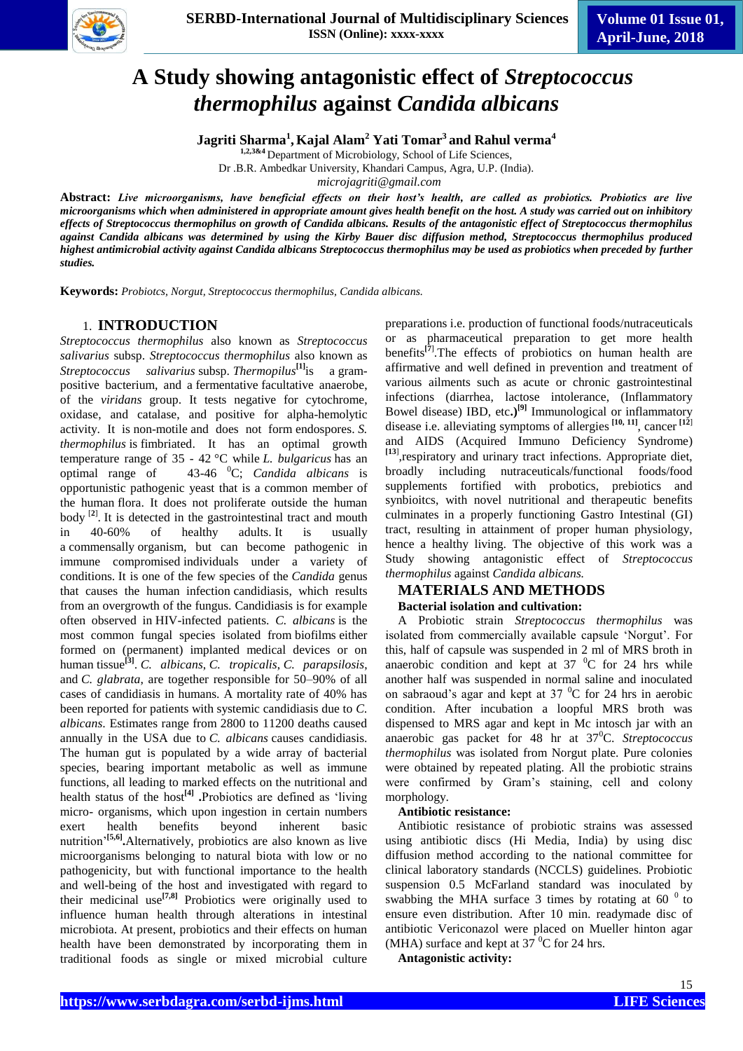# A Study showing antagonistic effect of *Streptococcus thermophilus* against *Candida albicans*

**Jagriti Sharma[1], Kajal Alam[2] Yati Tomar[3] and Rahul verma[4]**

[1,2,3&4] Department of Microbiology, School of Life Sciences,
Dr .B.R. Ambedkar University, Khandari Campus, Agra, U.P. (India).
*microjagriti@gmail.com*

**Abstract:** ***Live microorganisms, have beneficial effects on their host's health, are called as probiotics. Probiotics are live microorganisms which when administered in appropriate amount gives health benefit on the host. A study was carried out on inhibitory effects of Streptococcus thermophilus on growth of Candida albicans. Results of the antagonistic effect of Streptococcus thermophilus against Candida albicans was determined by using the Kirby Bauer disc diffusion method, Streptococcus thermophilus produced highest antimicrobial activity against Candida albicans Streptococcus thermophilus may be used as probiotics when preceded by further studies.***

**Keywords:** *Probiotcs, Norgut, Streptococcus thermophilus, Candida albicans.*

## 1. INTRODUCTION

*Streptococcus thermophilus* also known as *Streptococcus salivarius* subsp. *Streptococcus thermophilus* also known as *Streptococcus salivarius* subsp. *Thermopilus*[1]is a gram-positive bacterium, and a fermentative facultative anaerobe, of the *viridans* group. It tests negative for cytochrome, oxidase, and catalase, and positive for alpha-hemolytic activity. It is non-motile and does not form endospores. *S. thermophilus* is fimbriated. It has an optimal growth temperature range of 35 - 42 °C while *L. bulgaricus* has an optimal range of 43-46 $^0$C; *Candida albicans* is opportunistic pathogenic yeast that is a common member of the human flora. It does not proliferate outside the human body [2]. It is detected in the gastrointestinal tract and mouth in 40-60% of healthy adults. It is usually a commensally organism, but can become pathogenic in immune compromised individuals under a variety of conditions. It is one of the few species of the *Candida* genus that causes the human infection candidiasis, which results from an overgrowth of the fungus. Candidiasis is for example often observed in HIV-infected patients. *C. albicans* is the most common fungal species isolated from biofilms either formed on (permanent) implanted medical devices or on human tissue[3]. *C. albicans*, *C. tropicalis*, *C. parapsilosis*, and *C. glabrata*, are together responsible for 50–90% of all cases of candidiasis in humans. A mortality rate of 40% has been reported for patients with systemic candidiasis due to *C. albicans*. Estimates range from 2800 to 11200 deaths caused annually in the USA due to *C. albicans* causes candidiasis. The human gut is populated by a wide array of bacterial species, bearing important metabolic as well as immune functions, all leading to marked effects on the nutritional and health status of the host[4] **.**Probiotics are defined as 'living micro- organisms, which upon ingestion in certain numbers exert health benefits beyond inherent basic nutrition'[5,6]**.**Alternatively, probiotics are also known as live microorganisms belonging to natural biota with low or no pathogenicity, but with functional importance to the health and well-being of the host and investigated with regard to their medicinal use[7,8] Probiotics were originally used to influence human health through alterations in intestinal microbiota. At present, probiotics and their effects on human health have been demonstrated by incorporating them in traditional foods as single or mixed microbial culture preparations i.e. production of functional foods/nutraceuticals or as pharmaceutical preparation to get more health benefits[7].The effects of probiotics on human health are affirmative and well defined in prevention and treatment of various ailments such as acute or chronic gastrointestinal infections (diarrhea, lactose intolerance, (Inflammatory Bowel disease) IBD, etc**.)**[9] Immunological or inflammatory disease i.e. alleviating symptoms of allergies [10, 11], cancer [12] and AIDS (Acquired Immuno Deficiency Syndrome) [13],respiratory and urinary tract infections. Appropriate diet, broadly including nutraceuticals/functional foods/food supplements fortified with probotics, prebiotics and synbioitcs, with novel nutritional and therapeutic benefits culminates in a properly functioning Gastro Intestinal (GI) tract, resulting in attainment of proper human physiology, hence a healthy living. The objective of this work was a Study showing antagonistic effect of *Streptococcus thermophilus* against *Candida albicans.*

## MATERIALS AND METHODS

**Bacterial isolation and cultivation:**

A Probiotic strain *Streptococcus thermophilus* was isolated from commercially available capsule 'Norgut'. For this, half of capsule was suspended in 2 ml of MRS broth in anaerobic condition and kept at 37 $^0$C for 24 hrs while another half was suspended in normal saline and inoculated on sabraoud's agar and kept at 37 $^0$C for 24 hrs in aerobic condition. After incubation a loopful MRS broth was dispensed to MRS agar and kept in Mc intosch jar with an anaerobic gas packet for 48 hr at 37$^0$C. *Streptococcus thermophilus* was isolated from Norgut plate. Pure colonies were obtained by repeated plating. All the probiotic strains were confirmed by Gram's staining, cell and colony morphology.

**Antibiotic resistance:**

Antibiotic resistance of probiotic strains was assessed using antibiotic discs (Hi Media, India) by using disc diffusion method according to the national committee for clinical laboratory standards (NCCLS) guidelines. Probiotic suspension 0.5 McFarland standard was inoculated by swabbing the MHA surface 3 times by rotating at 60 $^0$ to ensure even distribution. After 10 min. readymade disc of antibiotic Vericonazol were placed on Mueller hinton agar (MHA) surface and kept at 37 $^0$C for 24 hrs.

**Antagonistic activity:**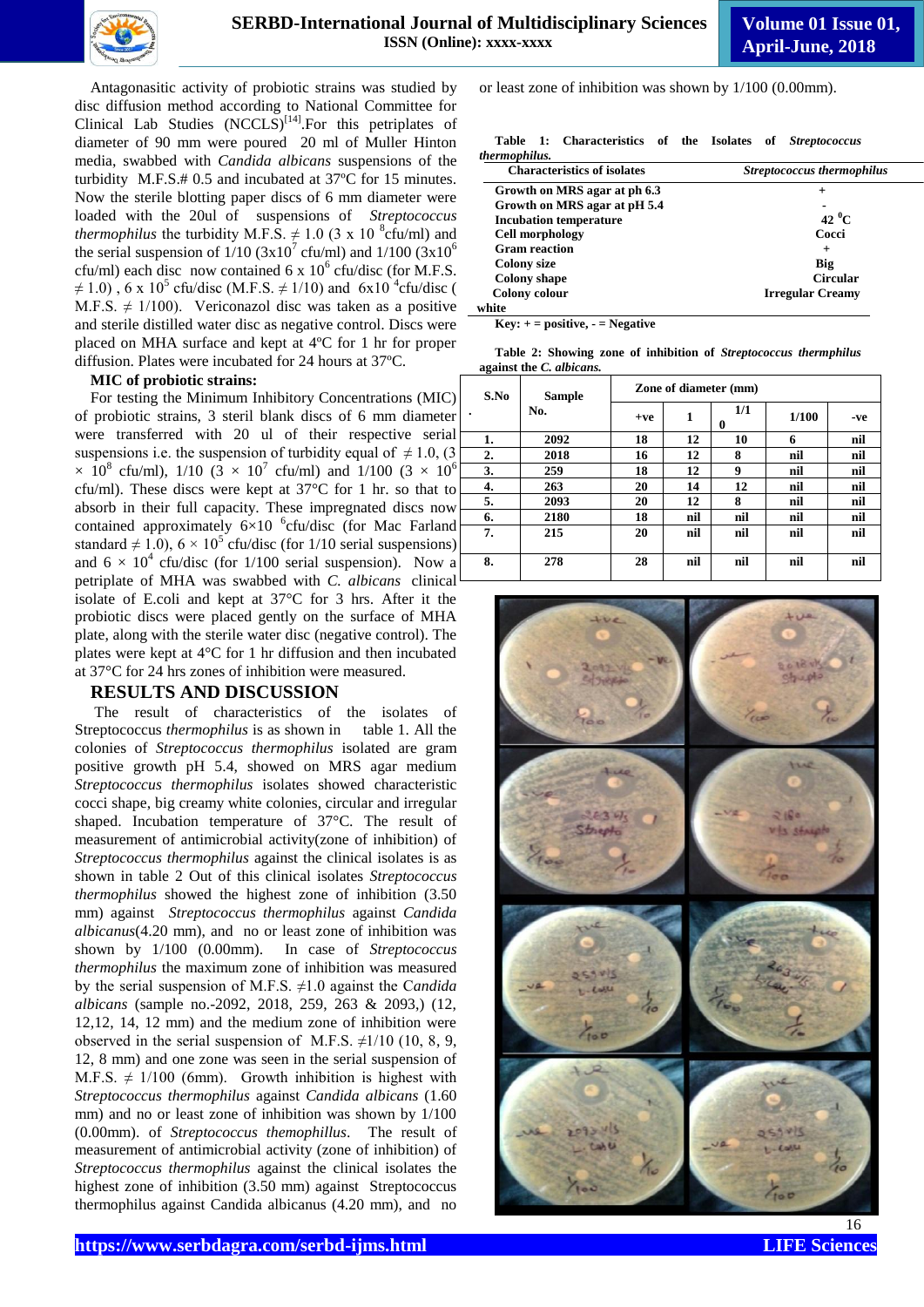Antagonasitic activity of probiotic strains was studied by disc diffusion method according to National Committee for Clinical Lab Studies (NCCLS)[14].For this petriplates of diameter of 90 mm were poured 20 ml of Muller Hinton media, swabbed with *Candida albicans* suspensions of the turbidity M.F.S.# 0.5 and incubated at 37ºC for 15 minutes. Now the sterile blotting paper discs of 6 mm diameter were loaded with the 20ul of suspensions of *Streptococcus thermophilus* the turbidity M.F.S. ≠ 1.0 (3 x 10 $^{8}$cfu/ml) and the serial suspension of 1/10 (3x10$^{7}$ cfu/ml) and 1/100 (3x10$^{6}$ cfu/ml) each disc now contained 6 x 10$^{6}$ cfu/disc (for M.F.S. ≠ 1.0) , 6 x 10$^{5}$ cfu/disc (M.F.S. ≠ 1/10) and 6x10 $^{4}$cfu/disc ( M.F.S. ≠ 1/100). Vericonazol disc was taken as a positive and sterile distilled water disc as negative control. Discs were placed on MHA surface and kept at 4ºC for 1 hr for proper diffusion. Plates were incubated for 24 hours at 37ºC.

### MIC of probiotic strains:

For testing the Minimum Inhibitory Concentrations (MIC) of probiotic strains, 3 steril blank discs of 6 mm diameter were transferred with 20 ul of their respective serial suspensions i.e. the suspension of turbidity equal of ≠ 1.0, (3 × 10$^{8}$ cfu/ml), 1/10 (3 × 10$^{7}$ cfu/ml) and 1/100 (3 × 10$^{6}$ cfu/ml). These discs were kept at 37°C for 1 hr. so that to absorb in their full capacity. These impregnated discs now contained approximately 6×10 $^{6}$cfu/disc (for Mac Farland standard ≠ 1.0), 6 × 10$^{5}$ cfu/disc (for 1/10 serial suspensions) and 6 × 10$^{4}$ cfu/disc (for 1/100 serial suspension). Now a petriplate of MHA was swabbed with *C. albicans* clinical isolate of E.coli and kept at 37°C for 3 hrs. After it the probiotic discs were placed gently on the surface of MHA plate, along with the sterile water disc (negative control). The plates were kept at 4°C for 1 hr diffusion and then incubated at 37°C for 24 hrs zones of inhibition were measured.

## RESULTS AND DISCUSSION

The result of characteristics of the isolates of Streptococcus *thermophilus* is as shown in table 1. All the colonies of *Streptococcus thermophilus* isolated are gram positive growth pH 5.4, showed on MRS agar medium *Streptococcus thermophilus* isolates showed characteristic cocci shape, big creamy white colonies, circular and irregular shaped. Incubation temperature of 37°C. The result of measurement of antimicrobial activity(zone of inhibition) of *Streptococcus thermophilus* against the clinical isolates is as shown in table 2 Out of this clinical isolates *Streptococcus thermophilus* showed the highest zone of inhibition (3.50 mm) against *Streptococcus thermophilus* against *Candida albicanus*(4.20 mm), and no or least zone of inhibition was shown by 1/100 (0.00mm). In case of *Streptococcus thermophilus* the maximum zone of inhibition was measured by the serial suspension of M.F.S. ≠1.0 against the C*andida albicans* (sample no.-2092, 2018, 259, 263 & 2093,) (12, 12,12, 14, 12 mm) and the medium zone of inhibition were observed in the serial suspension of M.F.S. ≠1/10 (10, 8, 9, 12, 8 mm) and one zone was seen in the serial suspension of M.F.S. ≠ 1/100 (6mm). Growth inhibition is highest with *Streptococcus thermophilus* against *Candida albicans* (1.60 mm) and no or least zone of inhibition was shown by 1/100 (0.00mm). of *Streptococcus themophillus*. The result of measurement of antimicrobial activity (zone of inhibition) of *Streptococcus thermophilus* against the clinical isolates the highest zone of inhibition (3.50 mm) against Streptococcus thermophilus against Candida albicanus (4.20 mm), and no or least zone of inhibition was shown by 1/100 (0.00mm).

**Table 1: Characteristics of the Isolates of *Streptococcus thermophilus.***

| Characteristics of isolates | *Streptococcus thermophilus* |
|---|---|
| Growth on MRS agar at ph 6.3 | + |
| Growth on MRS agar at pH 5.4 | - |
| Incubation temperature | 42 $^{0}$C |
| Cell morphology | Cocci |
| Gram reaction | + |
| Colony size | Big |
| Colony shape | Circular |
| Colony colour | Irregular Creamy white |

Key: + = positive, - = Negative

**Table 2: Showing zone of inhibition of *Streptococcus thermphilus* against the *C. albicans.***

| S.No. | Sample No. | Zone of diameter (mm) | | | | |
|---|---|---|---|---|---|---|
| | | +ve | 1 | 1/10 | 1/100 | -ve |
| 1. | 2092 | 18 | 12 | 10 | 6 | nil |
| 2. | 2018 | 16 | 12 | 8 | nil | nil |
| 3. | 259 | 18 | 12 | 9 | nil | nil |
| 4. | 263 | 20 | 14 | 12 | nil | nil |
| 5. | 2093 | 20 | 12 | 8 | nil | nil |
| 6. | 2180 | 18 | nil | nil | nil | nil |
| 7. | 215 | 20 | nil | nil | nil | nil |
| 8. | 278 | 28 | nil | nil | nil | nil |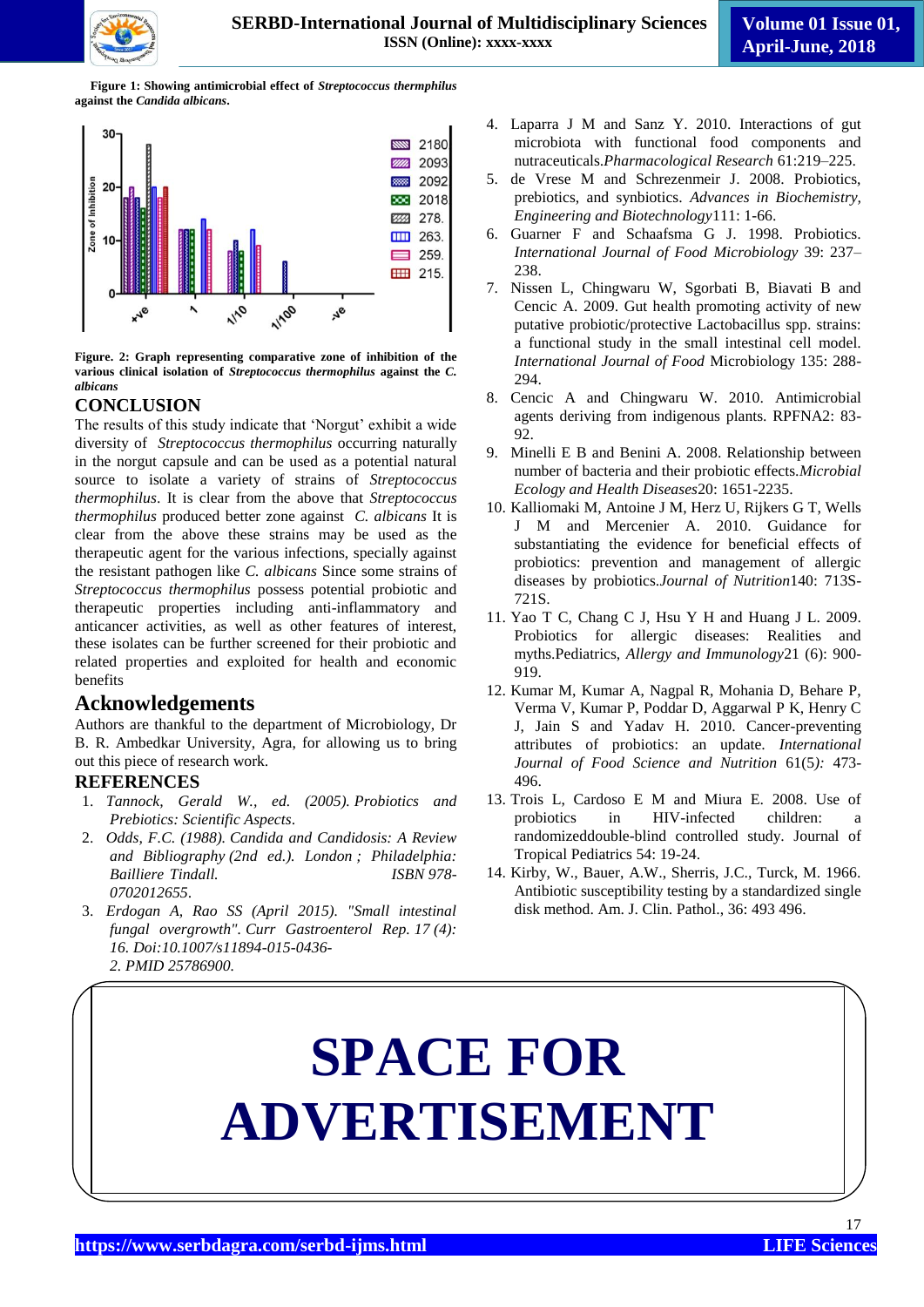**Figure 1: Showing antimicrobial effect of *Streptococcus thermphilus* against the *Candida albicans*.**

Zone of Inhibition

30
20
10
0

+ve
1
1/10
1/100
-ve

2180
2093
2092
2018
278.
263.
259.
215.

**Figure. 2: Graph representing comparative zone of inhibition of the various clinical isolation of *Streptococcus thermophilus* against the *C. albicans***

## CONCLUSION

The results of this study indicate that 'Norgut' exhibit a wide diversity of *Streptococcus thermophilus* occurring naturally in the norgut capsule and can be used as a potential natural source to isolate a variety of strains of *Streptococcus thermophilus*. It is clear from the above that *Streptococcus thermophilus* produced better zone against *C. albicans* It is clear from the above these strains may be used as the therapeutic agent for the various infections, specially against the resistant pathogen like *C. albicans* Since some strains of *Streptococcus thermophilus* possess potential probiotic and therapeutic properties including anti-inflammatory and anticancer activities, as well as other features of interest, these isolates can be further screened for their probiotic and related properties and exploited for health and economic benefits

## Acknowledgements

Authors are thankful to the department of Microbiology, Dr B. R. Ambedkar University, Agra, for allowing us to bring out this piece of research work.

## REFERENCES

1. *Tannock, Gerald W., ed. (2005). Probiotics and Prebiotics: Scientific Aspects.*
2. *Odds, F.C. (1988). Candida and Candidosis: A Review and Bibliography (2nd ed.). London ; Philadelphia: Bailliere Tindall. ISBN 978-0702012655.*
3. *Erdogan A, Rao SS (April 2015). "Small intestinal fungal overgrowth". Curr Gastroenterol Rep. 17 (4): 16. Doi:10.1007/s11894-015-0436-2. PMID 25786900.*
4. Laparra J M and Sanz Y. 2010. Interactions of gut microbiota with functional food components and nutraceuticals.*Pharmacological Research* 61:219–225.
5. de Vrese M and Schrezenmeir J. 2008. Probiotics, prebiotics, and synbiotics. *Advances in Biochemistry, Engineering and Biotechnology*111: 1-66.
6. Guarner F and Schaafsma G J. 1998. Probiotics. *International Journal of Food Microbiology* 39: 237–238.
7. Nissen L, Chingwaru W, Sgorbati B, Biavati B and Cencic A. 2009. Gut health promoting activity of new putative probiotic/protective Lactobacillus spp. strains: a functional study in the small intestinal cell model. *International Journal of Food* Microbiology 135: 288-294.
8. Cencic A and Chingwaru W. 2010. Antimicrobial agents deriving from indigenous plants. RPFNA2: 83-92.
9. Minelli E B and Benini A. 2008. Relationship between number of bacteria and their probiotic effects.*Microbial Ecology and Health Diseases*20: 1651-2235.
10. Kalliomaki M, Antoine J M, Herz U, Rijkers G T, Wells J M and Mercenier A. 2010. Guidance for substantiating the evidence for beneficial effects of probiotics: prevention and management of allergic diseases by probiotics.*Journal of Nutrition*140: 713S-721S.
11. Yao T C, Chang C J, Hsu Y H and Huang J L. 2009. Probiotics for allergic diseases: Realities and myths.Pediatrics, *Allergy and Immunology*21 (6): 900-919.
12. Kumar M, Kumar A, Nagpal R, Mohania D, Behare P, Verma V, Kumar P, Poddar D, Aggarwal P K, Henry C J, Jain S and Yadav H. 2010. Cancer-preventing attributes of probiotics: an update. *International Journal of Food Science and Nutrition* 61(5): 473-496.
13. Trois L, Cardoso E M and Miura E. 2008. Use of probiotics in HIV-infected children: a randomizeddouble-blind controlled study. Journal of Tropical Pediatrics 54: 19-24.
14. Kirby, W., Bauer, A.W., Sherris, J.C., Turck, M. 1966. Antibiotic susceptibility testing by a standardized single disk method. Am. J. Clin. Pathol., 36: 493 496.

**SPACE FOR ADVERTISEMENT**